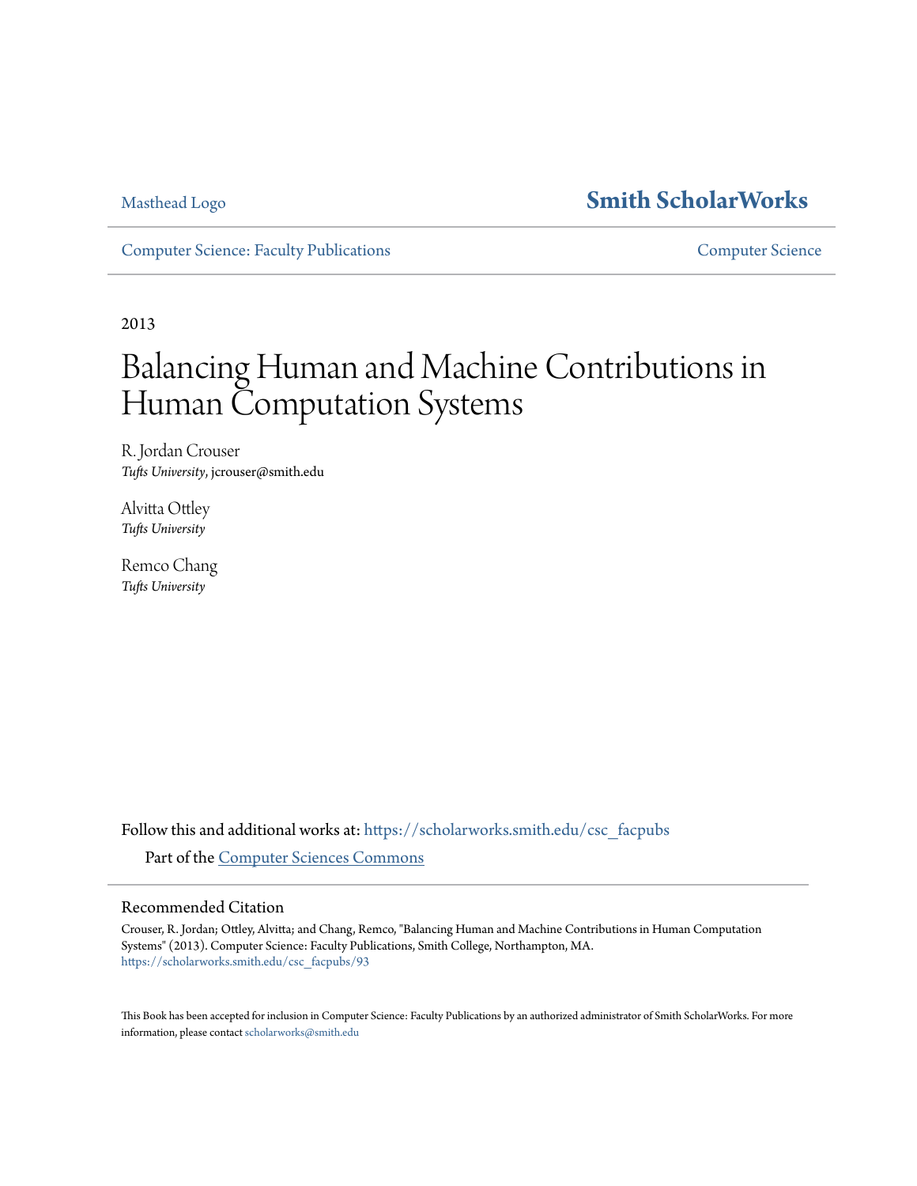Masthead Logo

**Smith ScholarWorks**

Computer Science: Faculty Publications

Computer Science

2013

# Balancing Human and Machine Contributions in Human Computation Systems

R. Jordan Crouser
*Tufts University*, jcrouser@smith.edu

Alvitta Ottley
*Tufts University*

Remco Chang
*Tufts University*

Follow this and additional works at: https://scholarworks.smith.edu/csc_facpubs

Part of the Computer Sciences Commons

## Recommended Citation

Crouser, R. Jordan; Ottley, Alvitta; and Chang, Remco, "Balancing Human and Machine Contributions in Human Computation Systems" (2013). Computer Science: Faculty Publications, Smith College, Northampton, MA.
https://scholarworks.smith.edu/csc_facpubs/93

This Book has been accepted for inclusion in Computer Science: Faculty Publications by an authorized administrator of Smith ScholarWorks. For more information, please contact scholarworks@smith.edu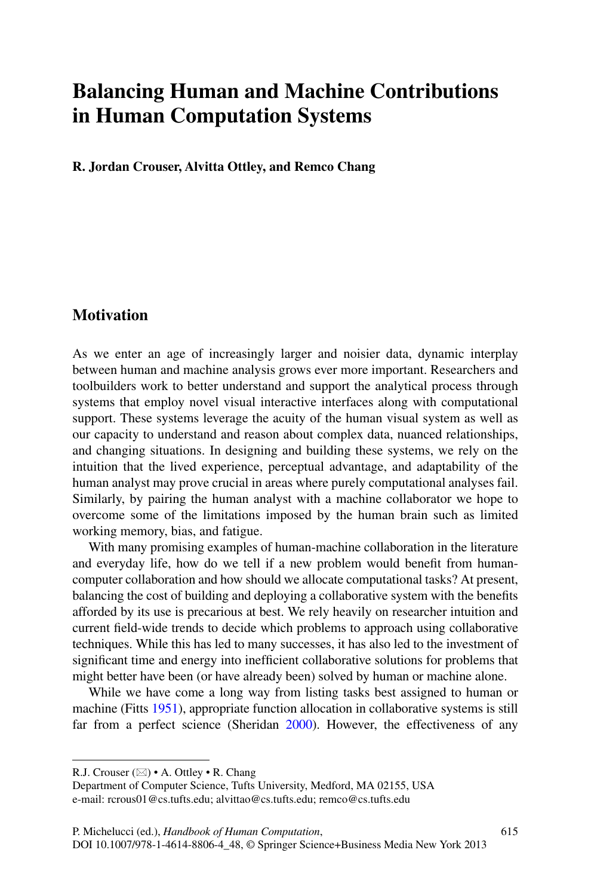# Balancing Human and Machine Contributions in Human Computation Systems

**R. Jordan Crouser, Alvitta Ottley, and Remco Chang**

## Motivation

As we enter an age of increasingly larger and noisier data, dynamic interplay between human and machine analysis grows ever more important. Researchers and toolbuilders work to better understand and support the analytical process through systems that employ novel visual interactive interfaces along with computational support. These systems leverage the acuity of the human visual system as well as our capacity to understand and reason about complex data, nuanced relationships, and changing situations. In designing and building these systems, we rely on the intuition that the lived experience, perceptual advantage, and adaptability of the human analyst may prove crucial in areas where purely computational analyses fail. Similarly, by pairing the human analyst with a machine collaborator we hope to overcome some of the limitations imposed by the human brain such as limited working memory, bias, and fatigue.

With many promising examples of human-machine collaboration in the literature and everyday life, how do we tell if a new problem would benefit from human-computer collaboration and how should we allocate computational tasks? At present, balancing the cost of building and deploying a collaborative system with the benefits afforded by its use is precarious at best. We rely heavily on researcher intuition and current field-wide trends to decide which problems to approach using collaborative techniques. While this has led to many successes, it has also led to the investment of significant time and energy into inefficient collaborative solutions for problems that might better have been (or have already been) solved by human or machine alone.

While we have come a long way from listing tasks best assigned to human or machine (Fitts 1951), appropriate function allocation in collaborative systems is still far from a perfect science (Sheridan 2000). However, the effectiveness of any

---

R.J. Crouser (✉) • A. Ottley • R. Chang
Department of Computer Science, Tufts University, Medford, MA 02155, USA
e-mail: rcrous01@cs.tufts.edu; alvittao@cs.tufts.edu; remco@cs.tufts.edu

P. Michelucci (ed.), *Handbook of Human Computation*,
DOI 10.1007/978-1-4614-8806-4_48, © Springer Science+Business Media New York 2013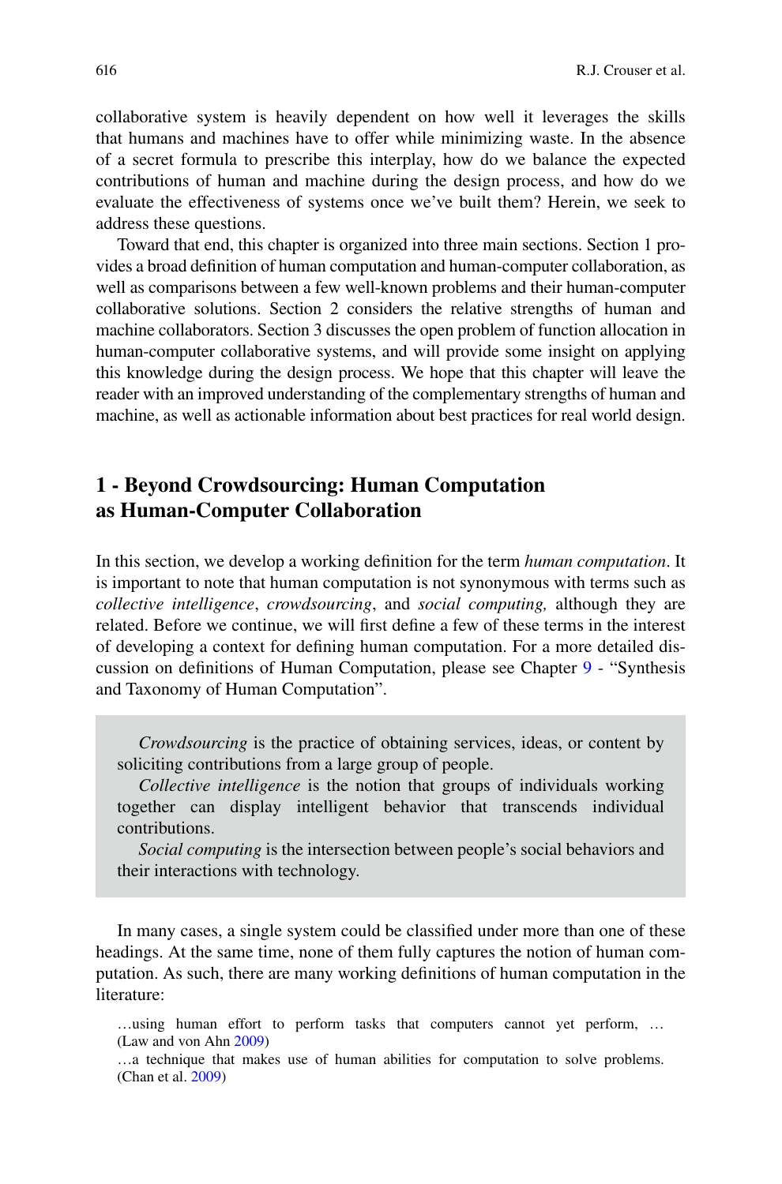collaborative system is heavily dependent on how well it leverages the skills that humans and machines have to offer while minimizing waste. In the absence of a secret formula to prescribe this interplay, how do we balance the expected contributions of human and machine during the design process, and how do we evaluate the effectiveness of systems once we've built them? Herein, we seek to address these questions.

Toward that end, this chapter is organized into three main sections. Section 1 provides a broad definition of human computation and human-computer collaboration, as well as comparisons between a few well-known problems and their human-computer collaborative solutions. Section 2 considers the relative strengths of human and machine collaborators. Section 3 discusses the open problem of function allocation in human-computer collaborative systems, and will provide some insight on applying this knowledge during the design process. We hope that this chapter will leave the reader with an improved understanding of the complementary strengths of human and machine, as well as actionable information about best practices for real world design.

## 1 - Beyond Crowdsourcing: Human Computation as Human-Computer Collaboration

In this section, we develop a working definition for the term *human computation*. It is important to note that human computation is not synonymous with terms such as *collective intelligence*, *crowdsourcing*, and *social computing,* although they are related. Before we continue, we will first define a few of these terms in the interest of developing a context for defining human computation. For a more detailed discussion on definitions of Human Computation, please see Chapter 9 - "Synthesis and Taxonomy of Human Computation".

> *Crowdsourcing* is the practice of obtaining services, ideas, or content by soliciting contributions from a large group of people.
>
> *Collective intelligence* is the notion that groups of individuals working together can display intelligent behavior that transcends individual contributions.
>
> *Social computing* is the intersection between people's social behaviors and their interactions with technology.

In many cases, a single system could be classified under more than one of these headings. At the same time, none of them fully captures the notion of human computation. As such, there are many working definitions of human computation in the literature:

> …using human effort to perform tasks that computers cannot yet perform, … (Law and von Ahn 2009)
>
> …a technique that makes use of human abilities for computation to solve problems. (Chan et al. 2009)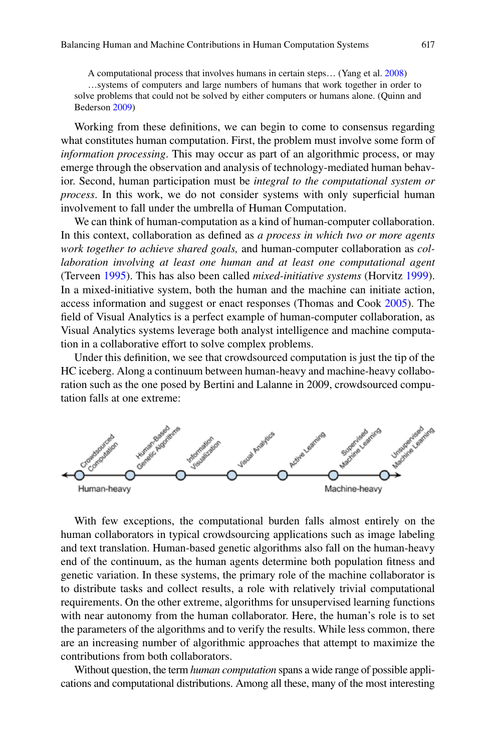> A computational process that involves humans in certain steps… (Yang et al. 2008)
>
> …systems of computers and large numbers of humans that work together in order to solve problems that could not be solved by either computers or humans alone. (Quinn and Bederson 2009)

Working from these definitions, we can begin to come to consensus regarding what constitutes human computation. First, the problem must involve some form of *information processing*. This may occur as part of an algorithmic process, or may emerge through the observation and analysis of technology-mediated human behavior. Second, human participation must be *integral to the computational system or process*. In this work, we do not consider systems with only superficial human involvement to fall under the umbrella of Human Computation.

We can think of human-computation as a kind of human-computer collaboration. In this context, collaboration as defined as *a process in which two or more agents work together to achieve shared goals,* and human-computer collaboration as *collaboration involving at least one human and at least one computational agent* (Terveen 1995). This has also been called *mixed-initiative systems* (Horvitz 1999). In a mixed-initiative system, both the human and the machine can initiate action, access information and suggest or enact responses (Thomas and Cook 2005). The field of Visual Analytics is a perfect example of human-computer collaboration, as Visual Analytics systems leverage both analyst intelligence and machine computation in a collaborative effort to solve complex problems.

Under this definition, we see that crowdsourced computation is just the tip of the HC iceberg. Along a continuum between human-heavy and machine-heavy collaboration such as the one posed by Bertini and Lalanne in 2009, crowdsourced computation falls at one extreme:

Crowdsourced Computation — Human-Based Genetic Algorithms — Information Visualization — Visual Analytics — Active Learning — Supervised Machine Learning — Unsupervised Machine Learning

Human-heavy ⟷ Machine-heavy

With few exceptions, the computational burden falls almost entirely on the human collaborators in typical crowdsourcing applications such as image labeling and text translation. Human-based genetic algorithms also fall on the human-heavy end of the continuum, as the human agents determine both population fitness and genetic variation. In these systems, the primary role of the machine collaborator is to distribute tasks and collect results, a role with relatively trivial computational requirements. On the other extreme, algorithms for unsupervised learning functions with near autonomy from the human collaborator. Here, the human's role is to set the parameters of the algorithms and to verify the results. While less common, there are an increasing number of algorithmic approaches that attempt to maximize the contributions from both collaborators.

Without question, the term *human computation* spans a wide range of possible applications and computational distributions. Among all these, many of the most interesting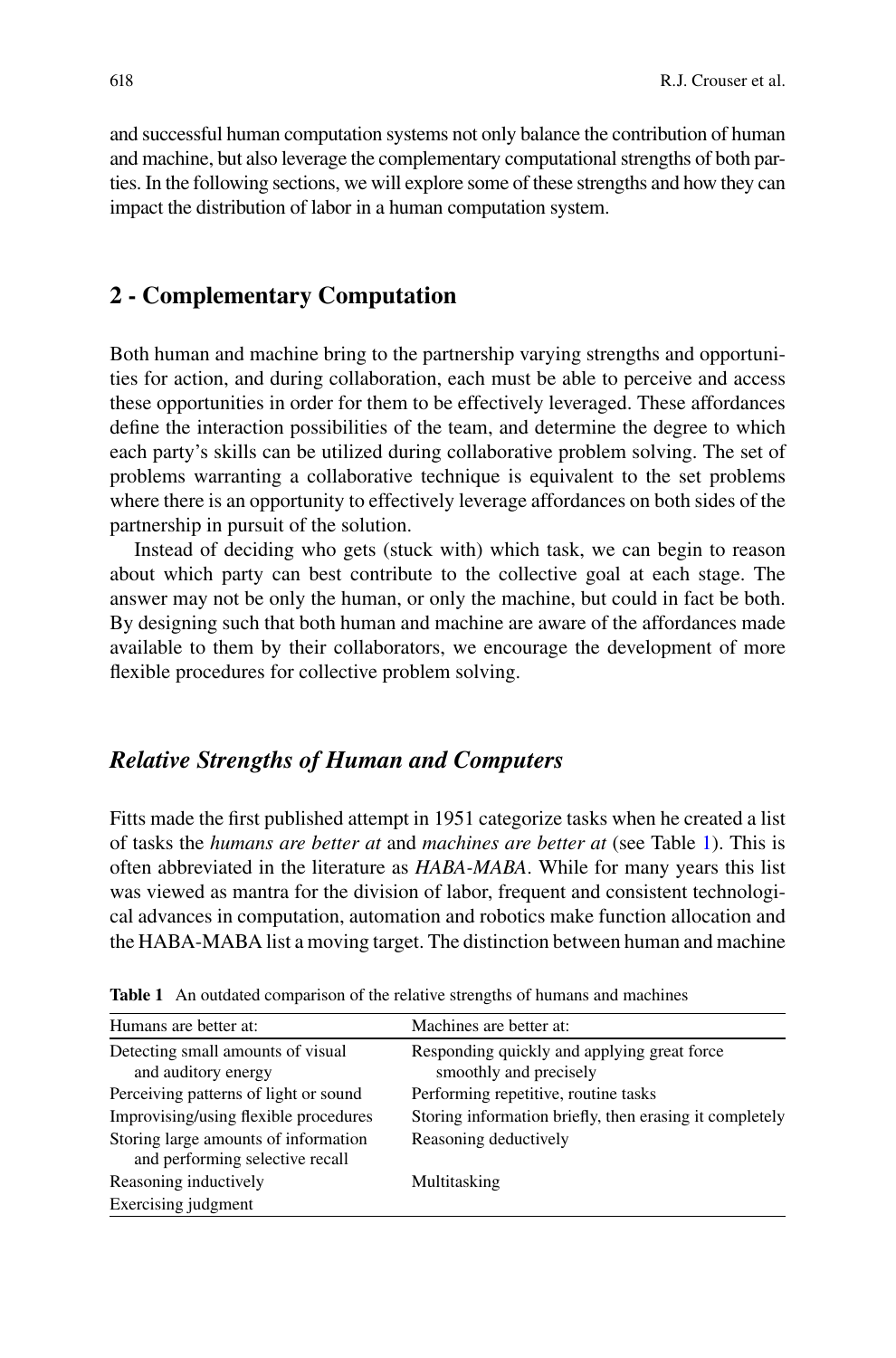and successful human computation systems not only balance the contribution of human and machine, but also leverage the complementary computational strengths of both parties. In the following sections, we will explore some of these strengths and how they can impact the distribution of labor in a human computation system.

## 2 - Complementary Computation

Both human and machine bring to the partnership varying strengths and opportunities for action, and during collaboration, each must be able to perceive and access these opportunities in order for them to be effectively leveraged. These affordances define the interaction possibilities of the team, and determine the degree to which each party's skills can be utilized during collaborative problem solving. The set of problems warranting a collaborative technique is equivalent to the set problems where there is an opportunity to effectively leverage affordances on both sides of the partnership in pursuit of the solution.

Instead of deciding who gets (stuck with) which task, we can begin to reason about which party can best contribute to the collective goal at each stage. The answer may not be only the human, or only the machine, but could in fact be both. By designing such that both human and machine are aware of the affordances made available to them by their collaborators, we encourage the development of more flexible procedures for collective problem solving.

### *Relative Strengths of Human and Computers*

Fitts made the first published attempt in 1951 categorize tasks when he created a list of tasks the *humans are better at* and *machines are better at* (see Table 1). This is often abbreviated in the literature as *HABA-MABA*. While for many years this list was viewed as mantra for the division of labor, frequent and consistent technological advances in computation, automation and robotics make function allocation and the HABA-MABA list a moving target. The distinction between human and machine

**Table 1** An outdated comparison of the relative strengths of humans and machines

| Humans are better at: | Machines are better at: |
|---|---|
| Detecting small amounts of visual and auditory energy | Responding quickly and applying great force smoothly and precisely |
| Perceiving patterns of light or sound | Performing repetitive, routine tasks |
| Improvising/using flexible procedures | Storing information briefly, then erasing it completely |
| Storing large amounts of information and performing selective recall | Reasoning deductively |
| Reasoning inductively | Multitasking |
| Exercising judgment | |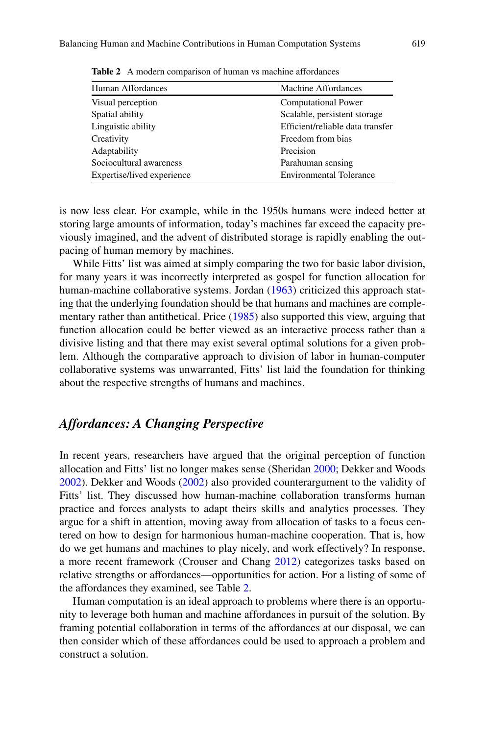Table 2 A modern comparison of human vs machine affordances

| Human Affordances | Machine Affordances |
|---|---|
| Visual perception | Computational Power |
| Spatial ability | Scalable, persistent storage |
| Linguistic ability | Efficient/reliable data transfer |
| Creativity | Freedom from bias |
| Adaptability | Precision |
| Sociocultural awareness | Parahuman sensing |
| Expertise/lived experience | Environmental Tolerance |

is now less clear. For example, while in the 1950s humans were indeed better at storing large amounts of information, today's machines far exceed the capacity previously imagined, and the advent of distributed storage is rapidly enabling the outpacing of human memory by machines.

While Fitts' list was aimed at simply comparing the two for basic labor division, for many years it was incorrectly interpreted as gospel for function allocation for human-machine collaborative systems. Jordan (1963) criticized this approach stating that the underlying foundation should be that humans and machines are complementary rather than antithetical. Price (1985) also supported this view, arguing that function allocation could be better viewed as an interactive process rather than a divisive listing and that there may exist several optimal solutions for a given problem. Although the comparative approach to division of labor in human-computer collaborative systems was unwarranted, Fitts' list laid the foundation for thinking about the respective strengths of humans and machines.

## *Affordances: A Changing Perspective*

In recent years, researchers have argued that the original perception of function allocation and Fitts' list no longer makes sense (Sheridan 2000; Dekker and Woods 2002). Dekker and Woods (2002) also provided counterargument to the validity of Fitts' list. They discussed how human-machine collaboration transforms human practice and forces analysts to adapt theirs skills and analytics processes. They argue for a shift in attention, moving away from allocation of tasks to a focus centered on how to design for harmonious human-machine cooperation. That is, how do we get humans and machines to play nicely, and work effectively? In response, a more recent framework (Crouser and Chang 2012) categorizes tasks based on relative strengths or affordances—opportunities for action. For a listing of some of the affordances they examined, see Table 2.

Human computation is an ideal approach to problems where there is an opportunity to leverage both human and machine affordances in pursuit of the solution. By framing potential collaboration in terms of the affordances at our disposal, we can then consider which of these affordances could be used to approach a problem and construct a solution.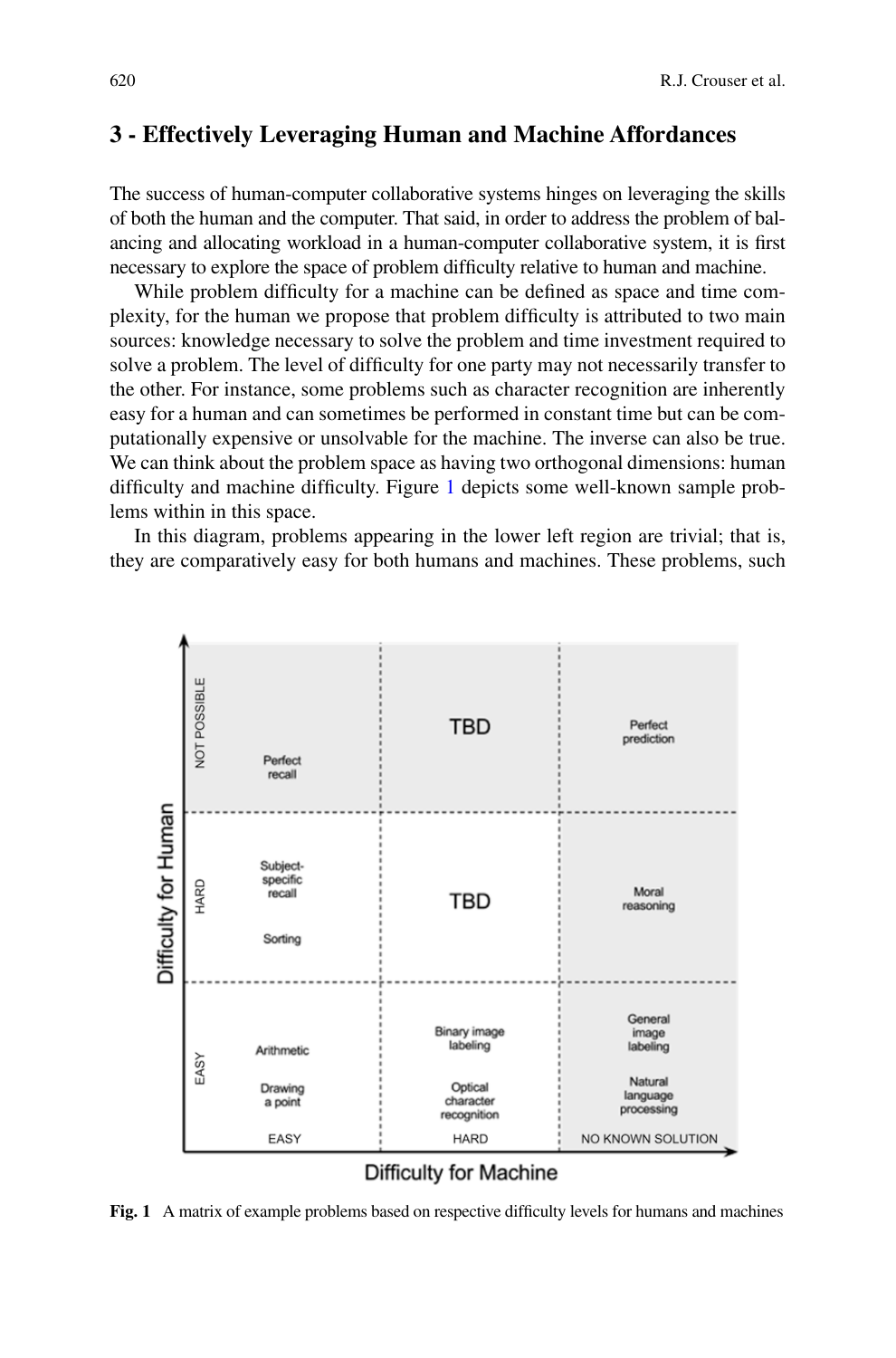## 3 - Effectively Leveraging Human and Machine Affordances

The success of human-computer collaborative systems hinges on leveraging the skills of both the human and the computer. That said, in order to address the problem of balancing and allocating workload in a human-computer collaborative system, it is first necessary to explore the space of problem difficulty relative to human and machine.

While problem difficulty for a machine can be defined as space and time complexity, for the human we propose that problem difficulty is attributed to two main sources: knowledge necessary to solve the problem and time investment required to solve a problem. The level of difficulty for one party may not necessarily transfer to the other. For instance, some problems such as character recognition are inherently easy for a human and can sometimes be performed in constant time but can be computationally expensive or unsolvable for the machine. The inverse can also be true. We can think about the problem space as having two orthogonal dimensions: human difficulty and machine difficulty. Figure 1 depicts some well-known sample problems within in this space.

In this diagram, problems appearing in the lower left region are trivial; that is, they are comparatively easy for both humans and machines. These problems, such

| Difficulty for Human \ Difficulty for Machine | EASY | HARD | NO KNOWN SOLUTION |
|---|---|---|---|
| NOT POSSIBLE | Perfect recall | TBD | Perfect prediction |
| HARD | Subject-specific recall; Sorting | TBD | Moral reasoning |
| EASY | Arithmetic; Drawing a point | Binary image labeling; Optical character recognition | General image labeling; Natural language processing |

**Fig. 1** A matrix of example problems based on respective difficulty levels for humans and machines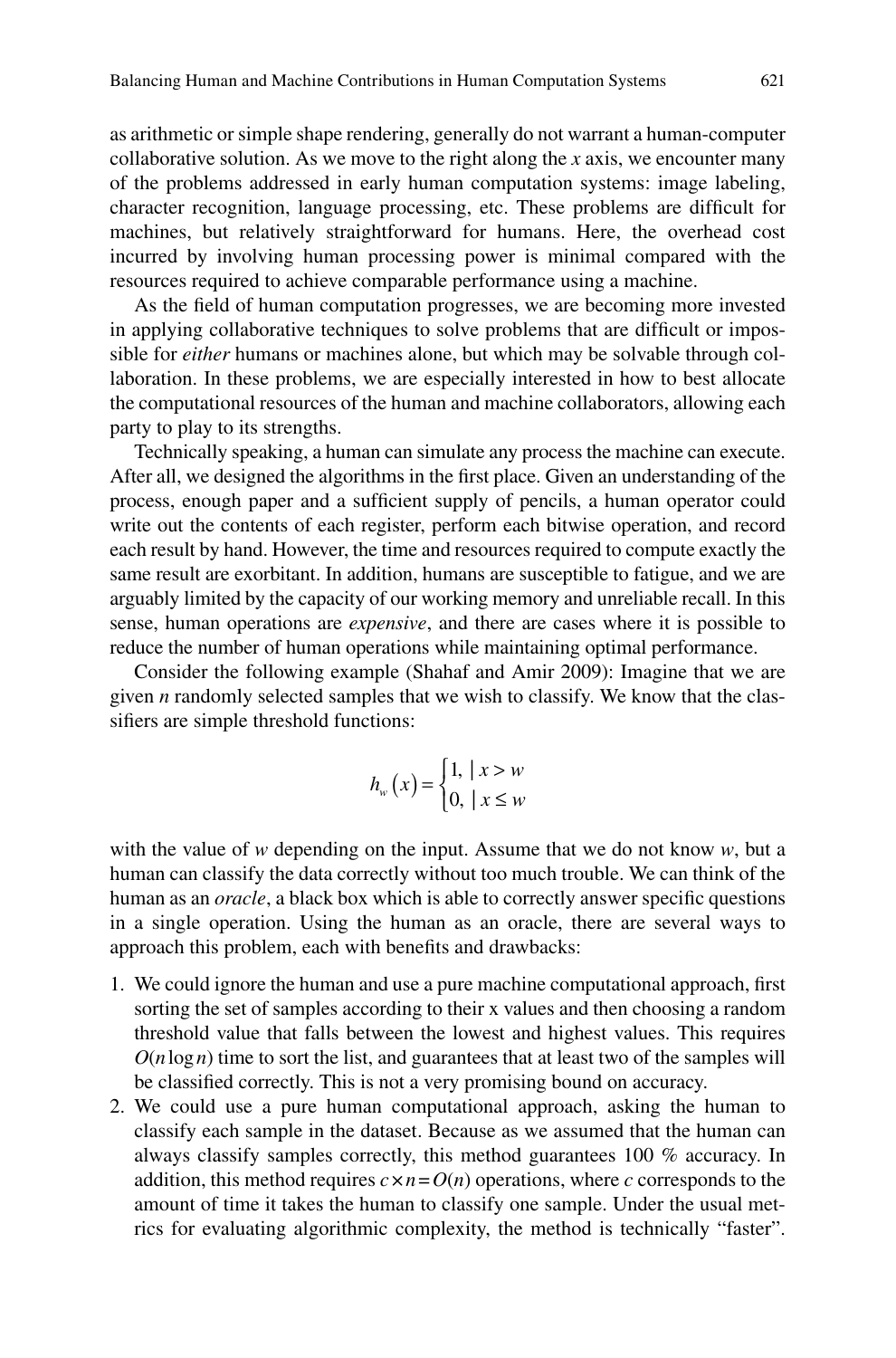as arithmetic or simple shape rendering, generally do not warrant a human-computer collaborative solution. As we move to the right along the $x$ axis, we encounter many of the problems addressed in early human computation systems: image labeling, character recognition, language processing, etc. These problems are difficult for machines, but relatively straightforward for humans. Here, the overhead cost incurred by involving human processing power is minimal compared with the resources required to achieve comparable performance using a machine.

As the field of human computation progresses, we are becoming more invested in applying collaborative techniques to solve problems that are difficult or impossible for *either* humans or machines alone, but which may be solvable through collaboration. In these problems, we are especially interested in how to best allocate the computational resources of the human and machine collaborators, allowing each party to play to its strengths.

Technically speaking, a human can simulate any process the machine can execute. After all, we designed the algorithms in the first place. Given an understanding of the process, enough paper and a sufficient supply of pencils, a human operator could write out the contents of each register, perform each bitwise operation, and record each result by hand. However, the time and resources required to compute exactly the same result are exorbitant. In addition, humans are susceptible to fatigue, and we are arguably limited by the capacity of our working memory and unreliable recall. In this sense, human operations are *expensive*, and there are cases where it is possible to reduce the number of human operations while maintaining optimal performance.

Consider the following example (Shahaf and Amir 2009): Imagine that we are given $n$ randomly selected samples that we wish to classify. We know that the classifiers are simple threshold functions:

$$h_w(x) = \begin{cases} 1, & | \; x > w \\ 0, & | \; x \le w \end{cases}$$

with the value of $w$ depending on the input. Assume that we do not know $w$, but a human can classify the data correctly without too much trouble. We can think of the human as an *oracle*, a black box which is able to correctly answer specific questions in a single operation. Using the human as an oracle, there are several ways to approach this problem, each with benefits and drawbacks:

1. We could ignore the human and use a pure machine computational approach, first sorting the set of samples according to their x values and then choosing a random threshold value that falls between the lowest and highest values. This requires $O(n \log n)$ time to sort the list, and guarantees that at least two of the samples will be classified correctly. This is not a very promising bound on accuracy.
2. We could use a pure human computational approach, asking the human to classify each sample in the dataset. Because as we assumed that the human can always classify samples correctly, this method guarantees 100 % accuracy. In addition, this method requires $c \times n = O(n)$ operations, where $c$ corresponds to the amount of time it takes the human to classify one sample. Under the usual metrics for evaluating algorithmic complexity, the method is technically "faster".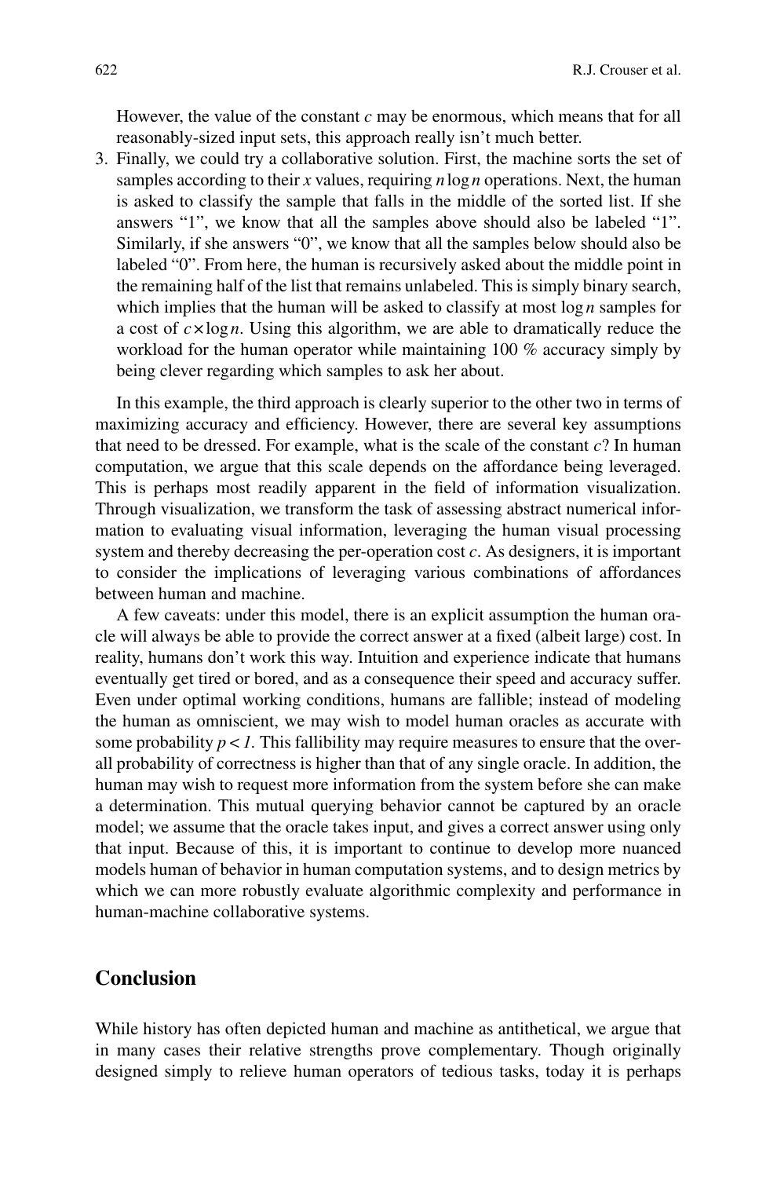However, the value of the constant $c$ may be enormous, which means that for all reasonably-sized input sets, this approach really isn't much better.

3. Finally, we could try a collaborative solution. First, the machine sorts the set of samples according to their $x$ values, requiring $n \log n$ operations. Next, the human is asked to classify the sample that falls in the middle of the sorted list. If she answers "1", we know that all the samples above should also be labeled "1". Similarly, if she answers "0", we know that all the samples below should also be labeled "0". From here, the human is recursively asked about the middle point in the remaining half of the list that remains unlabeled. This is simply binary search, which implies that the human will be asked to classify at most $\log n$ samples for a cost of $c \times \log n$. Using this algorithm, we are able to dramatically reduce the workload for the human operator while maintaining 100 % accuracy simply by being clever regarding which samples to ask her about.

In this example, the third approach is clearly superior to the other two in terms of maximizing accuracy and efficiency. However, there are several key assumptions that need to be dressed. For example, what is the scale of the constant $c$? In human computation, we argue that this scale depends on the affordance being leveraged. This is perhaps most readily apparent in the field of information visualization. Through visualization, we transform the task of assessing abstract numerical information to evaluating visual information, leveraging the human visual processing system and thereby decreasing the per-operation cost $c$. As designers, it is important to consider the implications of leveraging various combinations of affordances between human and machine.

A few caveats: under this model, there is an explicit assumption the human oracle will always be able to provide the correct answer at a fixed (albeit large) cost. In reality, humans don't work this way. Intuition and experience indicate that humans eventually get tired or bored, and as a consequence their speed and accuracy suffer. Even under optimal working conditions, humans are fallible; instead of modeling the human as omniscient, we may wish to model human oracles as accurate with some probability $p < 1$. This fallibility may require measures to ensure that the overall probability of correctness is higher than that of any single oracle. In addition, the human may wish to request more information from the system before she can make a determination. This mutual querying behavior cannot be captured by an oracle model; we assume that the oracle takes input, and gives a correct answer using only that input. Because of this, it is important to continue to develop more nuanced models human of behavior in human computation systems, and to design metrics by which we can more robustly evaluate algorithmic complexity and performance in human-machine collaborative systems.

## Conclusion

While history has often depicted human and machine as antithetical, we argue that in many cases their relative strengths prove complementary. Though originally designed simply to relieve human operators of tedious tasks, today it is perhaps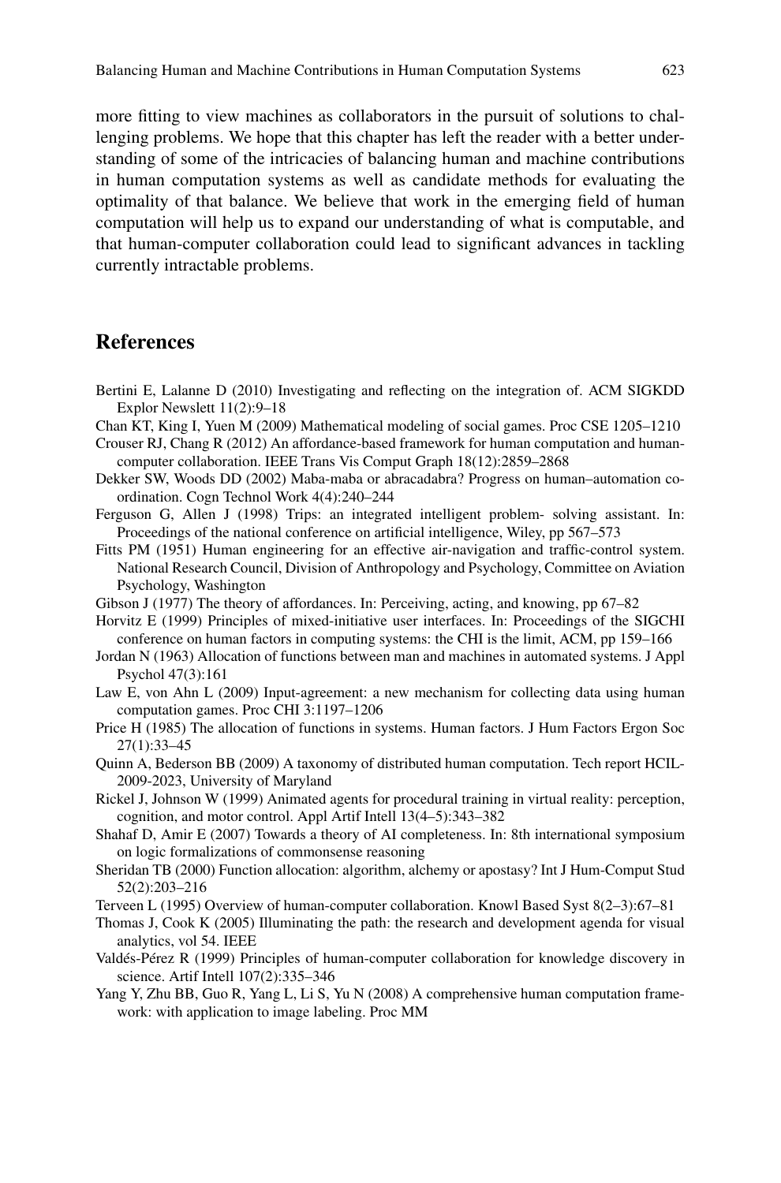more fitting to view machines as collaborators in the pursuit of solutions to challenging problems. We hope that this chapter has left the reader with a better understanding of some of the intricacies of balancing human and machine contributions in human computation systems as well as candidate methods for evaluating the optimality of that balance. We believe that work in the emerging field of human computation will help us to expand our understanding of what is computable, and that human-computer collaboration could lead to significant advances in tackling currently intractable problems.

## References

Bertini E, Lalanne D (2010) Investigating and reflecting on the integration of. ACM SIGKDD Explor Newslett 11(2):9–18

Chan KT, King I, Yuen M (2009) Mathematical modeling of social games. Proc CSE 1205–1210

Crouser RJ, Chang R (2012) An affordance-based framework for human computation and human-computer collaboration. IEEE Trans Vis Comput Graph 18(12):2859–2868

Dekker SW, Woods DD (2002) Maba-maba or abracadabra? Progress on human–automation co-ordination. Cogn Technol Work 4(4):240–244

Ferguson G, Allen J (1998) Trips: an integrated intelligent problem- solving assistant. In: Proceedings of the national conference on artificial intelligence, Wiley, pp 567–573

Fitts PM (1951) Human engineering for an effective air-navigation and traffic-control system. National Research Council, Division of Anthropology and Psychology, Committee on Aviation Psychology, Washington

Gibson J (1977) The theory of affordances. In: Perceiving, acting, and knowing, pp 67–82

Horvitz E (1999) Principles of mixed-initiative user interfaces. In: Proceedings of the SIGCHI conference on human factors in computing systems: the CHI is the limit, ACM, pp 159–166

Jordan N (1963) Allocation of functions between man and machines in automated systems. J Appl Psychol 47(3):161

Law E, von Ahn L (2009) Input-agreement: a new mechanism for collecting data using human computation games. Proc CHI 3:1197–1206

Price H (1985) The allocation of functions in systems. Human factors. J Hum Factors Ergon Soc 27(1):33–45

Quinn A, Bederson BB (2009) A taxonomy of distributed human computation. Tech report HCIL-2009-2023, University of Maryland

Rickel J, Johnson W (1999) Animated agents for procedural training in virtual reality: perception, cognition, and motor control. Appl Artif Intell 13(4–5):343–382

Shahaf D, Amir E (2007) Towards a theory of AI completeness. In: 8th international symposium on logic formalizations of commonsense reasoning

Sheridan TB (2000) Function allocation: algorithm, alchemy or apostasy? Int J Hum-Comput Stud 52(2):203–216

Terveen L (1995) Overview of human-computer collaboration. Knowl Based Syst 8(2–3):67–81

Thomas J, Cook K (2005) Illuminating the path: the research and development agenda for visual analytics, vol 54. IEEE

Valdés-Pérez R (1999) Principles of human-computer collaboration for knowledge discovery in science. Artif Intell 107(2):335–346

Yang Y, Zhu BB, Guo R, Yang L, Li S, Yu N (2008) A comprehensive human computation framework: with application to image labeling. Proc MM